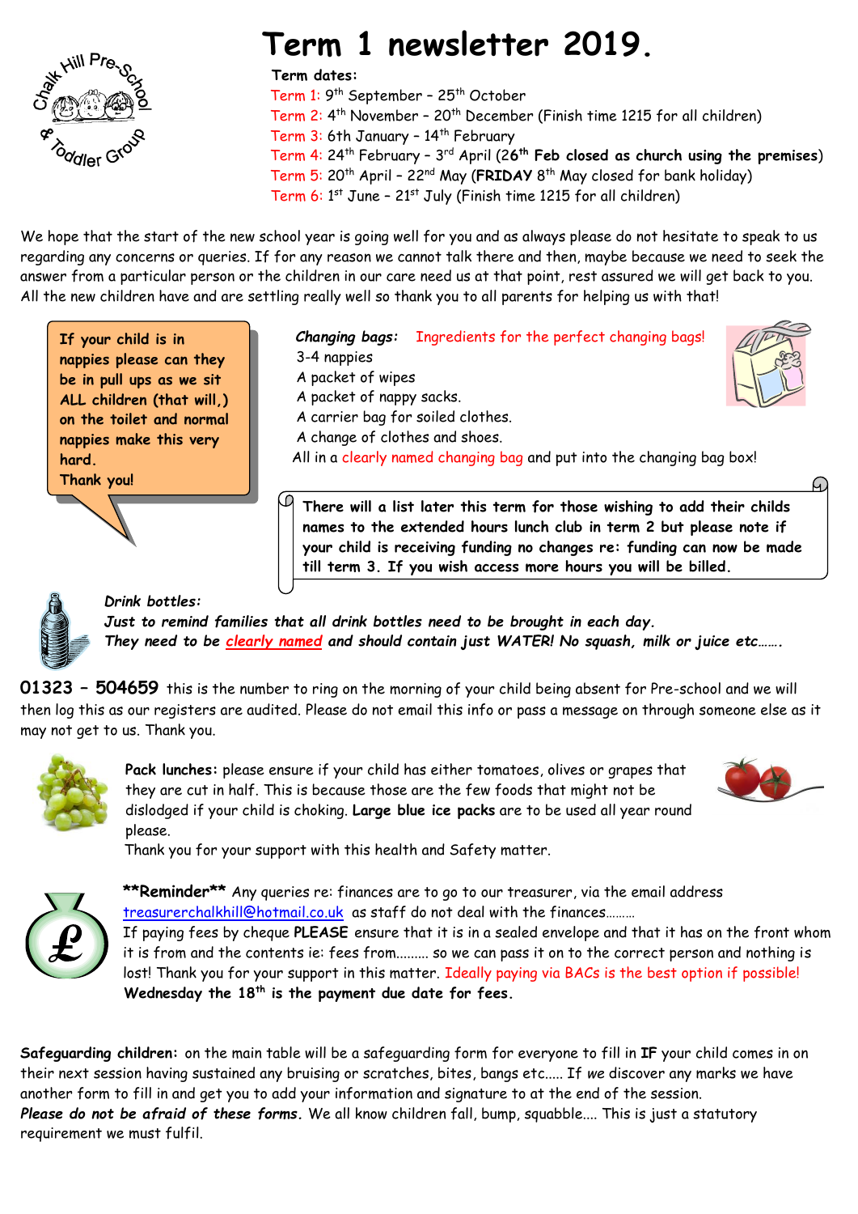# Term 1 newsletter 2019.

**Term dates:**

Term 1: 9th September – 25th October
Term 2: 4th November – 20th December (Finish time 1215 for all children)
Term 3: 6th January – 14th February
Term 4: 24th February – 3rd April (**26th Feb closed as church using the premises**)
Term 5: 20th April – 22nd May (**FRIDAY** 8th May closed for bank holiday)
Term 6: 1st June – 21st July (Finish time 1215 for all children)

We hope that the start of the new school year is going well for you and as always please do not hesitate to speak to us regarding any concerns or queries. If for any reason we cannot talk there and then, maybe because we need to seek the answer from a particular person or the children in our care need us at that point, rest assured we will get back to you. All the new children have and are settling really well so thank you to all parents for helping us with that!

**If your child is in nappies please can they be in pull ups as we sit ALL children (that will,) on the toilet and normal nappies make this very hard.**
**Thank you!**

***Changing bags:*** Ingredients for the perfect changing bags!
3-4 nappies
A packet of wipes
A packet of nappy sacks.
A carrier bag for soiled clothes.
A change of clothes and shoes.
All in a clearly named changing bag and put into the changing bag box!

**There will a list later this term for those wishing to add their childs names to the extended hours lunch club in term 2 but please note if your child is receiving funding no changes re: funding can now be made till term 3. If you wish access more hours you will be billed.**

***Drink bottles:***
***Just to remind families that all drink bottles need to be brought in each day.***
***They need to be clearly named and should contain just WATER! No squash, milk or juice etc…….***

**01323 – 504659** this is the number to ring on the morning of your child being absent for Pre-school and we will then log this as our registers are audited. Please do not email this info or pass a message on through someone else as it may not get to us. Thank you.

**Pack lunches:** please ensure if your child has either tomatoes, olives or grapes that they are cut in half. This is because those are the few foods that might not be dislodged if your child is choking. **Large blue ice packs** are to be used all year round please.
Thank you for your support with this health and Safety matter.

**\*\*Reminder\*\*** Any queries re: finances are to go to our treasurer, via the email address treasurerchalkhill@hotmail.co.uk as staff do not deal with the finances………
If paying fees by cheque **PLEASE** ensure that it is in a sealed envelope and that it has on the front whom it is from and the contents ie: fees from……… so we can pass it on to the correct person and nothing is lost! Thank you for your support in this matter. Ideally paying via BACs is the best option if possible!
**Wednesday the 18th is the payment due date for fees.**

**Safeguarding children:** on the main table will be a safeguarding form for everyone to fill in **IF** your child comes in on their next session having sustained any bruising or scratches, bites, bangs etc….. If *we* discover any marks we have another form to fill in and get you to add your information and signature to at the end of the session.
***Please do not be afraid of these forms.*** We all know children fall, bump, squabble…. This is just a statutory requirement we must fulfil.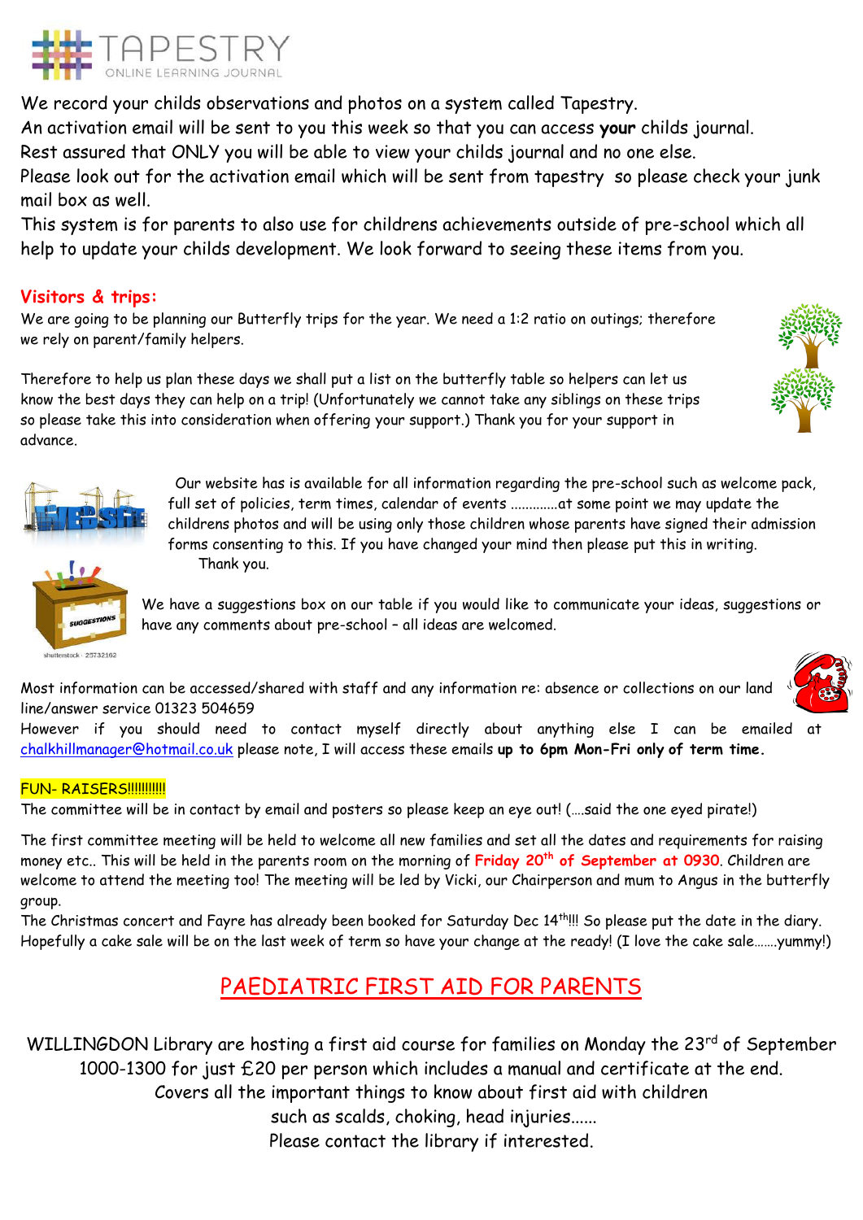TAPESTRY
ONLINE LEARNING JOURNAL

We record your childs observations and photos on a system called Tapestry.
An activation email will be sent to you this week so that you can access **your** childs journal.
Rest assured that ONLY you will be able to view your childs journal and no one else.
Please look out for the activation email which will be sent from tapestry so please check your junk mail box as well.
This system is for parents to also use for childrens achievements outside of pre-school which all help to update your childs development. We look forward to seeing these items from you.

## Visitors & trips:

We are going to be planning our Butterfly trips for the year. We need a 1:2 ratio on outings; therefore we rely on parent/family helpers.

Therefore to help us plan these days we shall put a list on the butterfly table so helpers can let us know the best days they can help on a trip! (Unfortunately we cannot take any siblings on these trips so please take this into consideration when offering your support.) Thank you for your support in advance.

Our website has is available for all information regarding the pre-school such as welcome pack, full set of policies, term times, calendar of events ............at some point we may update the childrens photos and will be using only those children whose parents have signed their admission forms consenting to this. If you have changed your mind then please put this in writing.
Thank you.

We have a suggestions box on our table if you would like to communicate your ideas, suggestions or have any comments about pre-school – all ideas are welcomed.

Most information can be accessed/shared with staff and any information re: absence or collections on our land line/answer service 01323 504659
However if you should need to contact myself directly about anything else I can be emailed at chalkhillmanager@hotmail.co.uk please note, I will access these emails **up to 6pm Mon-Fri only of term time.**

## FUN- RAISERS!!!!!!!!!!!

The committee will be in contact by email and posters so please keep an eye out! (....said the one eyed pirate!)

The first committee meeting will be held to welcome all new families and set all the dates and requirements for raising money etc.. This will be held in the parents room on the morning of **Friday 20th of September at 0930**. Children are welcome to attend the meeting too! The meeting will be led by Vicki, our Chairperson and mum to Angus in the butterfly group.
The Christmas concert and Fayre has already been booked for Saturday Dec 14th!!! So please put the date in the diary.
Hopefully a cake sale will be on the last week of term so have your change at the ready! (I love the cake sale.......yummy!)

# PAEDIATRIC FIRST AID FOR PARENTS

WILLINGDON Library are hosting a first aid course for families on Monday the 23rd of September 1000-1300 for just £20 per person which includes a manual and certificate at the end.
Covers all the important things to know about first aid with children
such as scalds, choking, head injuries......
Please contact the library if interested.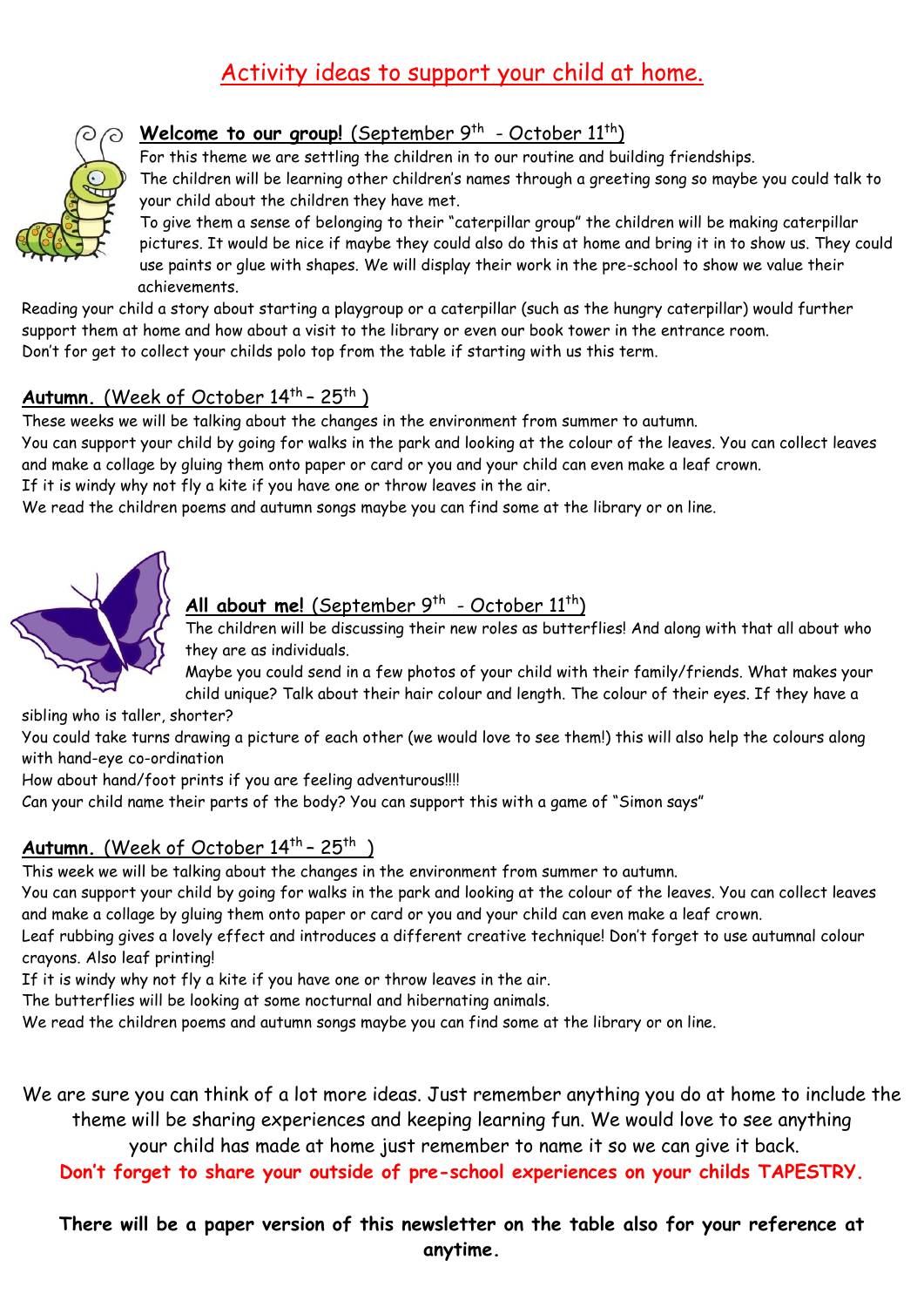# Activity ideas to support your child at home.

## Welcome to our group! (September 9th - October 11th)

For this theme we are settling the children in to our routine and building friendships.
The children will be learning other children's names through a greeting song so maybe you could talk to your child about the children they have met.
To give them a sense of belonging to their "caterpillar group" the children will be making caterpillar pictures. It would be nice if maybe they could also do this at home and bring it in to show us. They could use paints or glue with shapes. We will display their work in the pre-school to show we value their achievements.
Reading your child a story about starting a playgroup or a caterpillar (such as the hungry caterpillar) would further support them at home and how about a visit to the library or even our book tower in the entrance room.
Don't for get to collect your childs polo top from the table if starting with us this term.

## Autumn. (Week of October 14th – 25th )

These weeks we will be talking about the changes in the environment from summer to autumn.
You can support your child by going for walks in the park and looking at the colour of the leaves. You can collect leaves and make a collage by gluing them onto paper or card or you and your child can even make a leaf crown.
If it is windy why not fly a kite if you have one or throw leaves in the air.
We read the children poems and autumn songs maybe you can find some at the library or on line.

## All about me! (September 9th - October 11th)

The children will be discussing their new roles as butterflies! And along with that all about who they are as individuals.
Maybe you could send in a few photos of your child with their family/friends. What makes your child unique? Talk about their hair colour and length. The colour of their eyes. If they have a sibling who is taller, shorter?
You could take turns drawing a picture of each other (we would love to see them!) this will also help the colours along with hand-eye co-ordination
How about hand/foot prints if you are feeling adventurous!!!!
Can your child name their parts of the body? You can support this with a game of "Simon says"

## Autumn. (Week of October 14th – 25th )

This week we will be talking about the changes in the environment from summer to autumn.
You can support your child by going for walks in the park and looking at the colour of the leaves. You can collect leaves and make a collage by gluing them onto paper or card or you and your child can even make a leaf crown.
Leaf rubbing gives a lovely effect and introduces a different creative technique! Don't forget to use autumnal colour crayons. Also leaf printing!
If it is windy why not fly a kite if you have one or throw leaves in the air.
The butterflies will be looking at some nocturnal and hibernating animals.
We read the children poems and autumn songs maybe you can find some at the library or on line.

We are sure you can think of a lot more ideas. Just remember anything you do at home to include the theme will be sharing experiences and keeping learning fun. We would love to see anything your child has made at home just remember to name it so we can give it back.

**Don't forget to share your outside of pre-school experiences on your childs TAPESTRY.**

**There will be a paper version of this newsletter on the table also for your reference at anytime.**